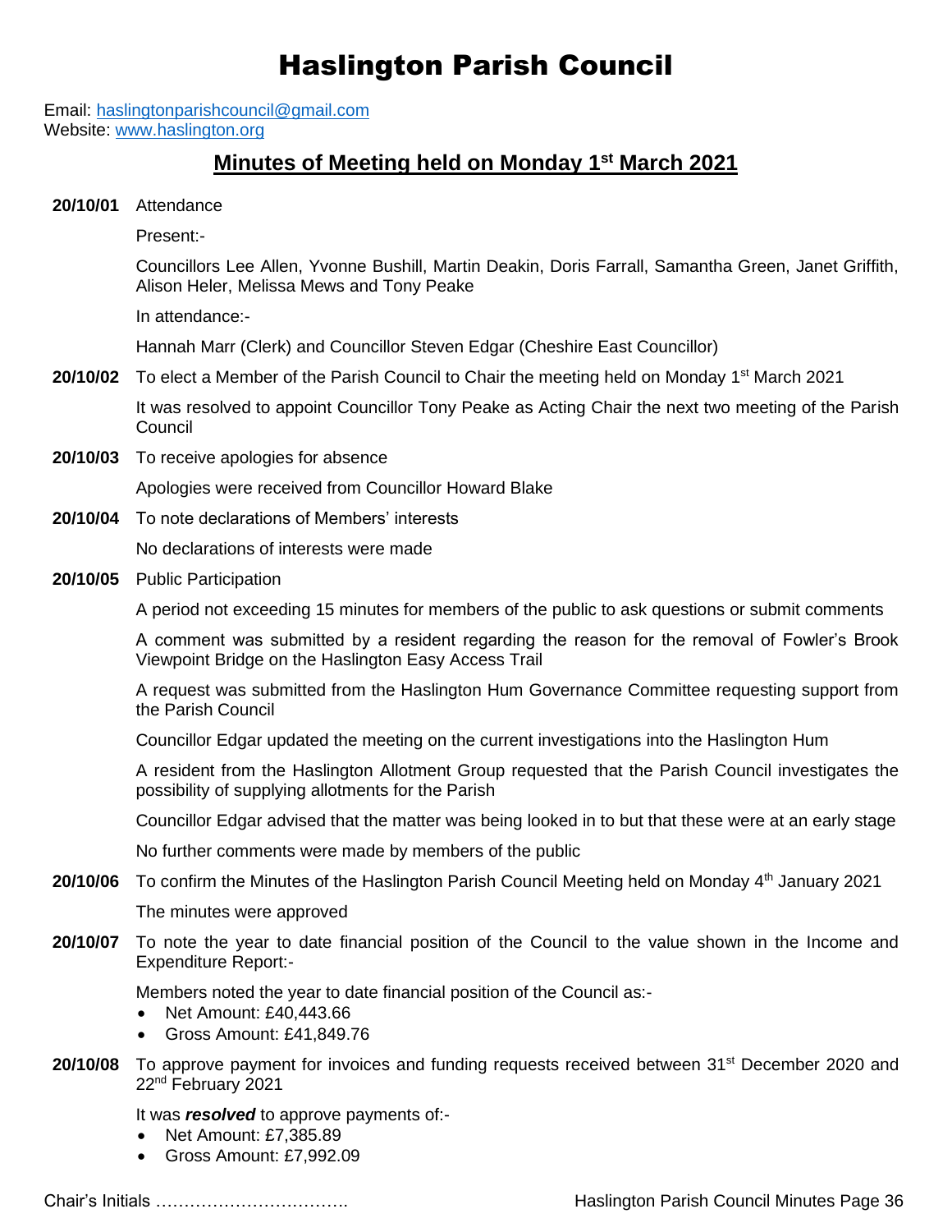# Haslington Parish Council

Email: haslingtonparishcouncil@gmail.com
Website: www.haslington.org

## Minutes of Meeting held on Monday 1st March 2021

**20/10/01** Attendance

Present:-

Councillors Lee Allen, Yvonne Bushill, Martin Deakin, Doris Farrall, Samantha Green, Janet Griffith, Alison Heler, Melissa Mews and Tony Peake

In attendance:-

Hannah Marr (Clerk) and Councillor Steven Edgar (Cheshire East Councillor)

**20/10/02** To elect a Member of the Parish Council to Chair the meeting held on Monday 1st March 2021

It was resolved to appoint Councillor Tony Peake as Acting Chair the next two meeting of the Parish Council

**20/10/03** To receive apologies for absence

Apologies were received from Councillor Howard Blake

**20/10/04** To note declarations of Members' interests

No declarations of interests were made

**20/10/05** Public Participation

A period not exceeding 15 minutes for members of the public to ask questions or submit comments

A comment was submitted by a resident regarding the reason for the removal of Fowler's Brook Viewpoint Bridge on the Haslington Easy Access Trail

A request was submitted from the Haslington Hum Governance Committee requesting support from the Parish Council

Councillor Edgar updated the meeting on the current investigations into the Haslington Hum

A resident from the Haslington Allotment Group requested that the Parish Council investigates the possibility of supplying allotments for the Parish

Councillor Edgar advised that the matter was being looked in to but that these were at an early stage

No further comments were made by members of the public

**20/10/06** To confirm the Minutes of the Haslington Parish Council Meeting held on Monday 4th January 2021

The minutes were approved

**20/10/07** To note the year to date financial position of the Council to the value shown in the Income and Expenditure Report:-

Members noted the year to date financial position of the Council as:-

- Net Amount: £40,443.66
- Gross Amount: £41,849.76

**20/10/08** To approve payment for invoices and funding requests received between 31st December 2020 and 22nd February 2021

It was ***resolved*** to approve payments of:-

- Net Amount: £7,385.89
- Gross Amount: £7,992.09

Chair's Initials …………………………….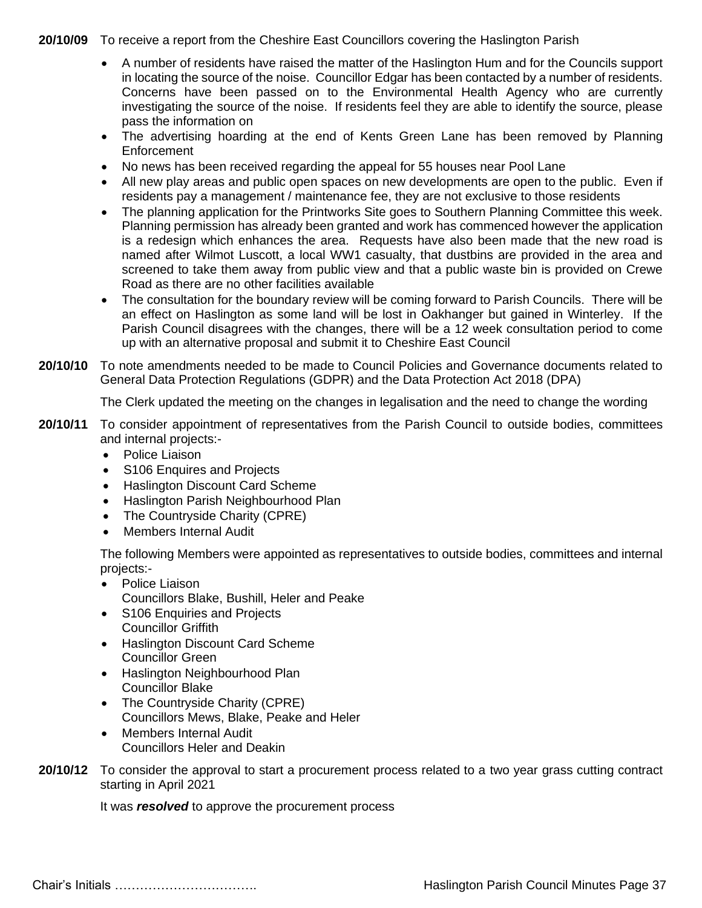**20/10/09** To receive a report from the Cheshire East Councillors covering the Haslington Parish

- A number of residents have raised the matter of the Haslington Hum and for the Councils support in locating the source of the noise. Councillor Edgar has been contacted by a number of residents. Concerns have been passed on to the Environmental Health Agency who are currently investigating the source of the noise. If residents feel they are able to identify the source, please pass the information on
- The advertising hoarding at the end of Kents Green Lane has been removed by Planning Enforcement
- No news has been received regarding the appeal for 55 houses near Pool Lane
- All new play areas and public open spaces on new developments are open to the public. Even if residents pay a management / maintenance fee, they are not exclusive to those residents
- The planning application for the Printworks Site goes to Southern Planning Committee this week. Planning permission has already been granted and work has commenced however the application is a redesign which enhances the area. Requests have also been made that the new road is named after Wilmot Luscott, a local WW1 casualty, that dustbins are provided in the area and screened to take them away from public view and that a public waste bin is provided on Crewe Road as there are no other facilities available
- The consultation for the boundary review will be coming forward to Parish Councils. There will be an effect on Haslington as some land will be lost in Oakhanger but gained in Winterley. If the Parish Council disagrees with the changes, there will be a 12 week consultation period to come up with an alternative proposal and submit it to Cheshire East Council

**20/10/10** To note amendments needed to be made to Council Policies and Governance documents related to General Data Protection Regulations (GDPR) and the Data Protection Act 2018 (DPA)

The Clerk updated the meeting on the changes in legalisation and the need to change the wording

**20/10/11** To consider appointment of representatives from the Parish Council to outside bodies, committees and internal projects:-

- Police Liaison
- S106 Enquires and Projects
- Haslington Discount Card Scheme
- Haslington Parish Neighbourhood Plan
- The Countryside Charity (CPRE)
- Members Internal Audit

The following Members were appointed as representatives to outside bodies, committees and internal projects:-

- Police Liaison
  Councillors Blake, Bushill, Heler and Peake
- S106 Enquiries and Projects
  Councillor Griffith
- Haslington Discount Card Scheme
  Councillor Green
- Haslington Neighbourhood Plan
  Councillor Blake
- The Countryside Charity (CPRE)
  Councillors Mews, Blake, Peake and Heler
- Members Internal Audit
  Councillors Heler and Deakin

**20/10/12** To consider the approval to start a procurement process related to a two year grass cutting contract starting in April 2021

It was ***resolved*** to approve the procurement process

Chair's Initials …………………………….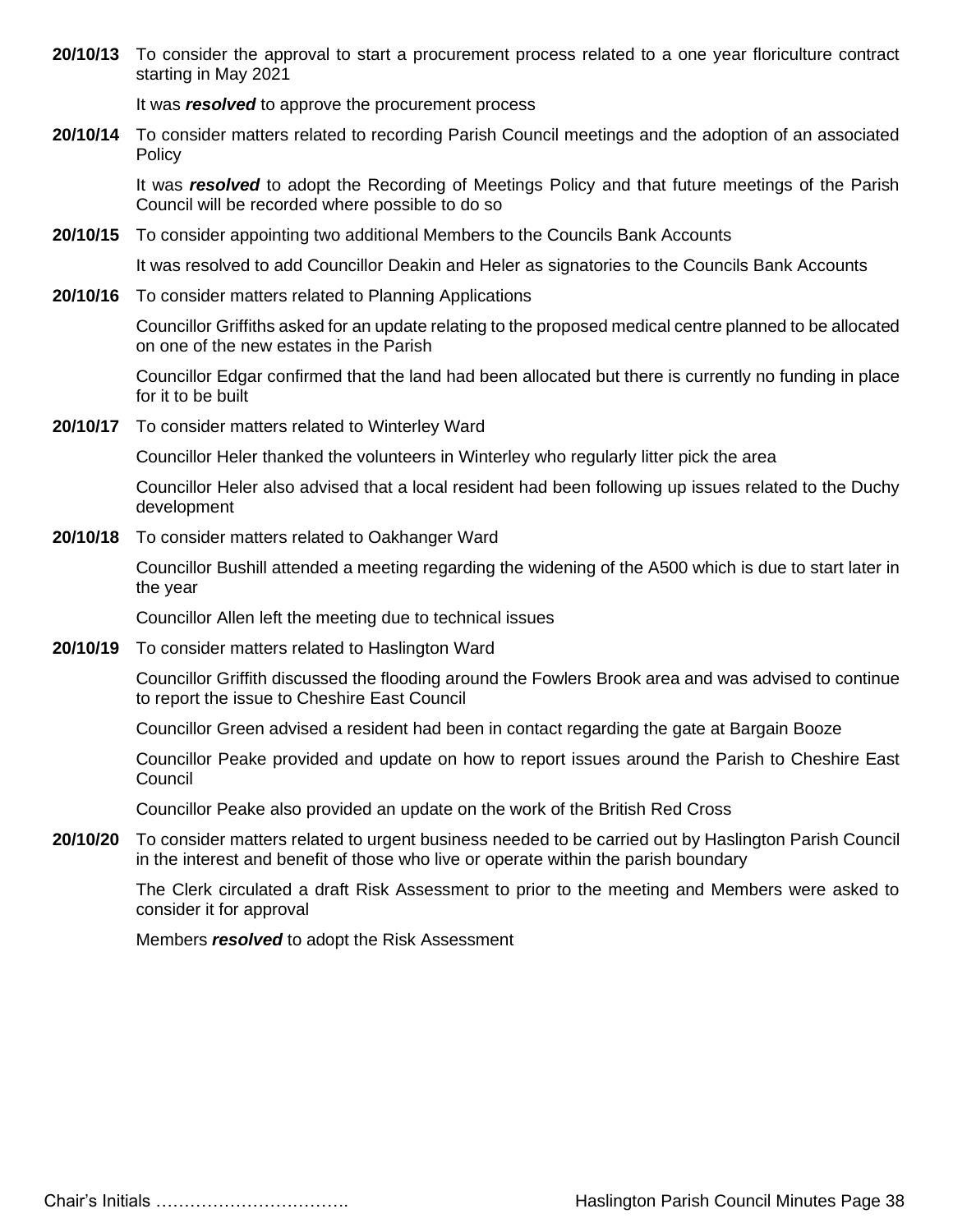**20/10/13** To consider the approval to start a procurement process related to a one year floriculture contract starting in May 2021

It was ***resolved*** to approve the procurement process

**20/10/14** To consider matters related to recording Parish Council meetings and the adoption of an associated Policy

It was ***resolved*** to adopt the Recording of Meetings Policy and that future meetings of the Parish Council will be recorded where possible to do so

**20/10/15** To consider appointing two additional Members to the Councils Bank Accounts

It was resolved to add Councillor Deakin and Heler as signatories to the Councils Bank Accounts

**20/10/16** To consider matters related to Planning Applications

Councillor Griffiths asked for an update relating to the proposed medical centre planned to be allocated on one of the new estates in the Parish

Councillor Edgar confirmed that the land had been allocated but there is currently no funding in place for it to be built

**20/10/17** To consider matters related to Winterley Ward

Councillor Heler thanked the volunteers in Winterley who regularly litter pick the area

Councillor Heler also advised that a local resident had been following up issues related to the Duchy development

**20/10/18** To consider matters related to Oakhanger Ward

Councillor Bushill attended a meeting regarding the widening of the A500 which is due to start later in the year

Councillor Allen left the meeting due to technical issues

**20/10/19** To consider matters related to Haslington Ward

Councillor Griffith discussed the flooding around the Fowlers Brook area and was advised to continue to report the issue to Cheshire East Council

Councillor Green advised a resident had been in contact regarding the gate at Bargain Booze

Councillor Peake provided and update on how to report issues around the Parish to Cheshire East Council

Councillor Peake also provided an update on the work of the British Red Cross

**20/10/20** To consider matters related to urgent business needed to be carried out by Haslington Parish Council in the interest and benefit of those who live or operate within the parish boundary

The Clerk circulated a draft Risk Assessment to prior to the meeting and Members were asked to consider it for approval

Members ***resolved*** to adopt the Risk Assessment

Chair's Initials …………………………….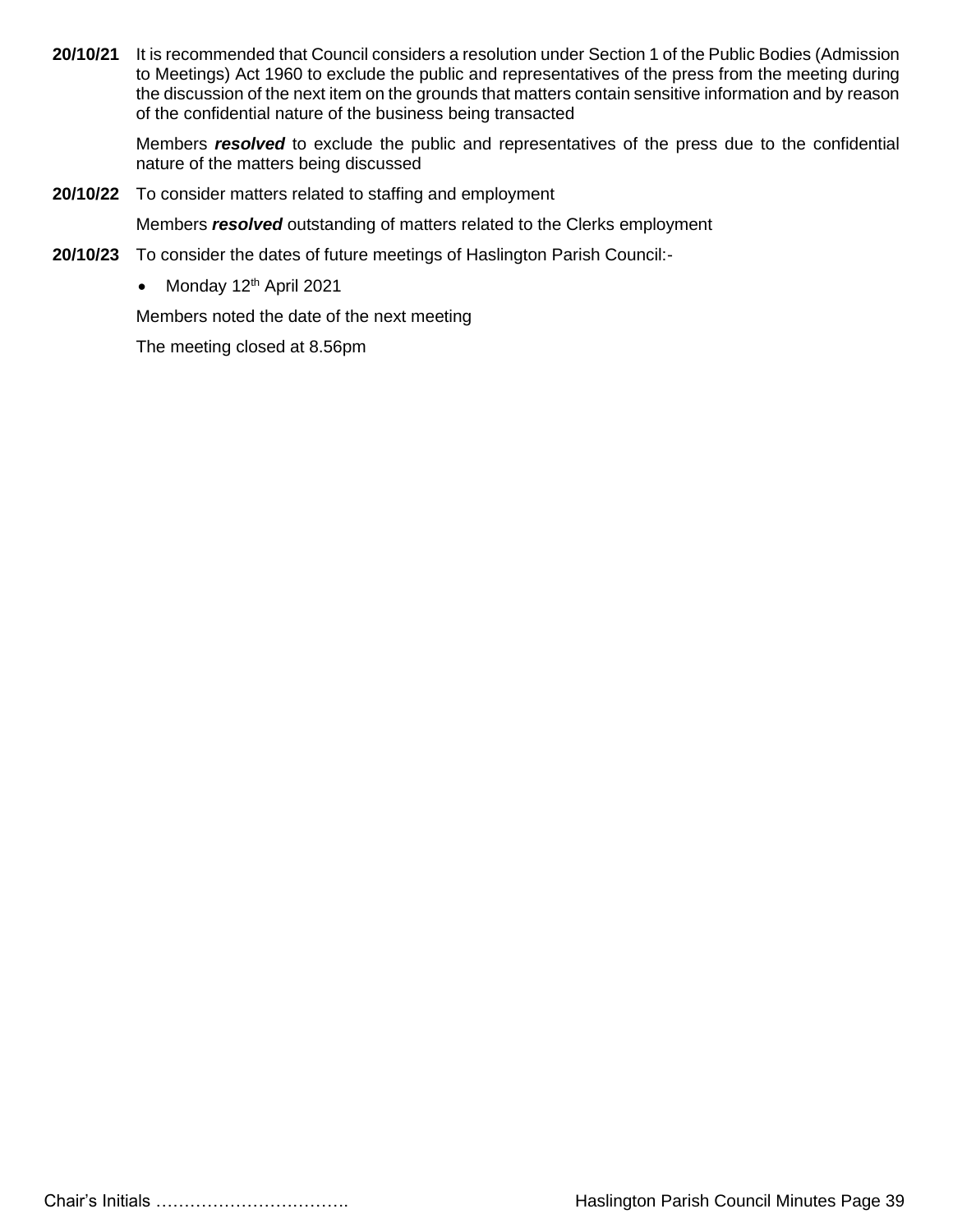**20/10/21** It is recommended that Council considers a resolution under Section 1 of the Public Bodies (Admission to Meetings) Act 1960 to exclude the public and representatives of the press from the meeting during the discussion of the next item on the grounds that matters contain sensitive information and by reason of the confidential nature of the business being transacted

Members ***resolved*** to exclude the public and representatives of the press due to the confidential nature of the matters being discussed

**20/10/22** To consider matters related to staffing and employment

Members ***resolved*** outstanding of matters related to the Clerks employment

**20/10/23** To consider the dates of future meetings of Haslington Parish Council:-

- Monday 12th April 2021

Members noted the date of the next meeting

The meeting closed at 8.56pm

Chair's Initials …………………………….